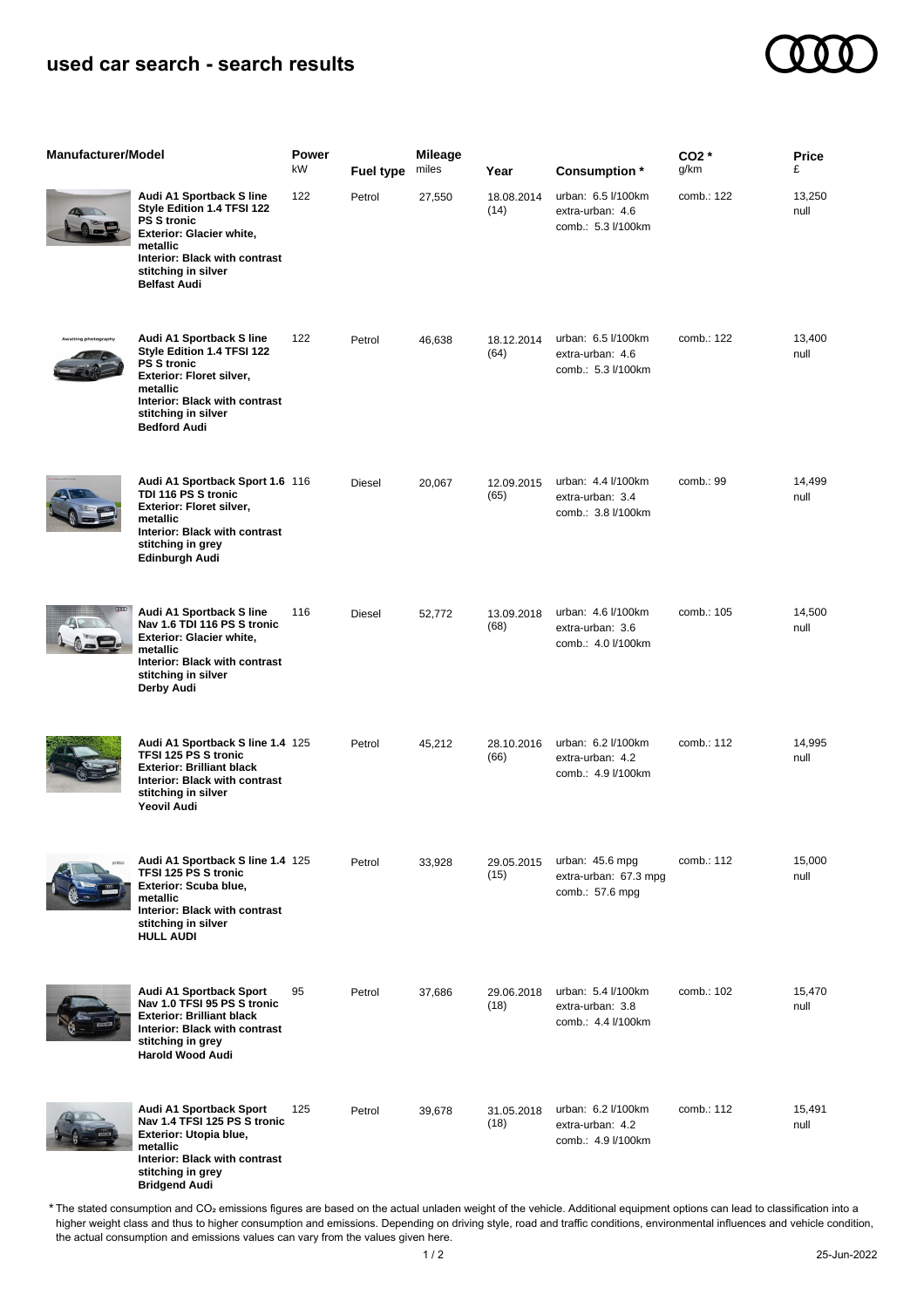## used car search - search results

| Manufacturer/Model | Power kW | Fuel type | Mileage miles | Year | Consumption * | $CO_2$ * g/km | Price £ |
|---|---|---|---|---|---|---|---|
| **Audi A1 Sportback S line Style Edition 1.4 TFSI 122 PS S tronic**<br>**Exterior: Glacier white, metallic**<br>**Interior: Black with contrast stitching in silver**<br>**Belfast Audi** | 122 | Petrol | 27,550 | 18.08.2014 (14) | urban: 6.5 l/100km<br>extra-urban: 4.6<br>comb.: 5.3 l/100km | comb.: 122 | 13,250 null |
| **Audi A1 Sportback S line Style Edition 1.4 TFSI 122 PS S tronic**<br>**Exterior: Floret silver, metallic**<br>**Interior: Black with contrast stitching in silver**<br>**Bedford Audi** | 122 | Petrol | 46,638 | 18.12.2014 (64) | urban: 6.5 l/100km<br>extra-urban: 4.6<br>comb.: 5.3 l/100km | comb.: 122 | 13,400 null |
| **Audi A1 Sportback Sport 1.6 TDI 116 PS S tronic**<br>**Exterior: Floret silver, metallic**<br>**Interior: Black with contrast stitching in grey**<br>**Edinburgh Audi** | 116 | Diesel | 20,067 | 12.09.2015 (65) | urban: 4.4 l/100km<br>extra-urban: 3.4<br>comb.: 3.8 l/100km | comb.: 99 | 14,499 null |
| **Audi A1 Sportback S line Nav 1.6 TDI 116 PS S tronic**<br>**Exterior: Glacier white, metallic**<br>**Interior: Black with contrast stitching in silver**<br>**Derby Audi** | 116 | Diesel | 52,772 | 13.09.2018 (68) | urban: 4.6 l/100km<br>extra-urban: 3.6<br>comb.: 4.0 l/100km | comb.: 105 | 14,500 null |
| **Audi A1 Sportback S line 1.4 TFSI 125 PS S tronic**<br>**Exterior: Brilliant black**<br>**Interior: Black with contrast stitching in silver**<br>**Yeovil Audi** | 125 | Petrol | 45,212 | 28.10.2016 (66) | urban: 6.2 l/100km<br>extra-urban: 4.2<br>comb.: 4.9 l/100km | comb.: 112 | 14,995 null |
| **Audi A1 Sportback S line 1.4 TFSI 125 PS S tronic**<br>**Exterior: Scuba blue, metallic**<br>**Interior: Black with contrast stitching in silver**<br>**HULL AUDI** | 125 | Petrol | 33,928 | 29.05.2015 (15) | urban: 45.6 mpg<br>extra-urban: 67.3 mpg<br>comb.: 57.6 mpg | comb.: 112 | 15,000 null |
| **Audi A1 Sportback Sport Nav 1.0 TFSI 95 PS S tronic**<br>**Exterior: Brilliant black**<br>**Interior: Black with contrast stitching in grey**<br>**Harold Wood Audi** | 95 | Petrol | 37,686 | 29.06.2018 (18) | urban: 5.4 l/100km<br>extra-urban: 3.8<br>comb.: 4.4 l/100km | comb.: 102 | 15,470 null |
| **Audi A1 Sportback Sport Nav 1.4 TFSI 125 PS S tronic**<br>**Exterior: Utopia blue, metallic**<br>**Interior: Black with contrast stitching in grey**<br>**Bridgend Audi** | 125 | Petrol | 39,678 | 31.05.2018 (18) | urban: 6.2 l/100km<br>extra-urban: 4.2<br>comb.: 4.9 l/100km | comb.: 112 | 15,491 null |

* The stated consumption and $CO_2$ emissions figures are based on the actual unladen weight of the vehicle. Additional equipment options can lead to classification into a higher weight class and thus to higher consumption and emissions. Depending on driving style, road and traffic conditions, environmental influences and vehicle condition, the actual consumption and emissions values can vary from the values given here.

25-Jun-2022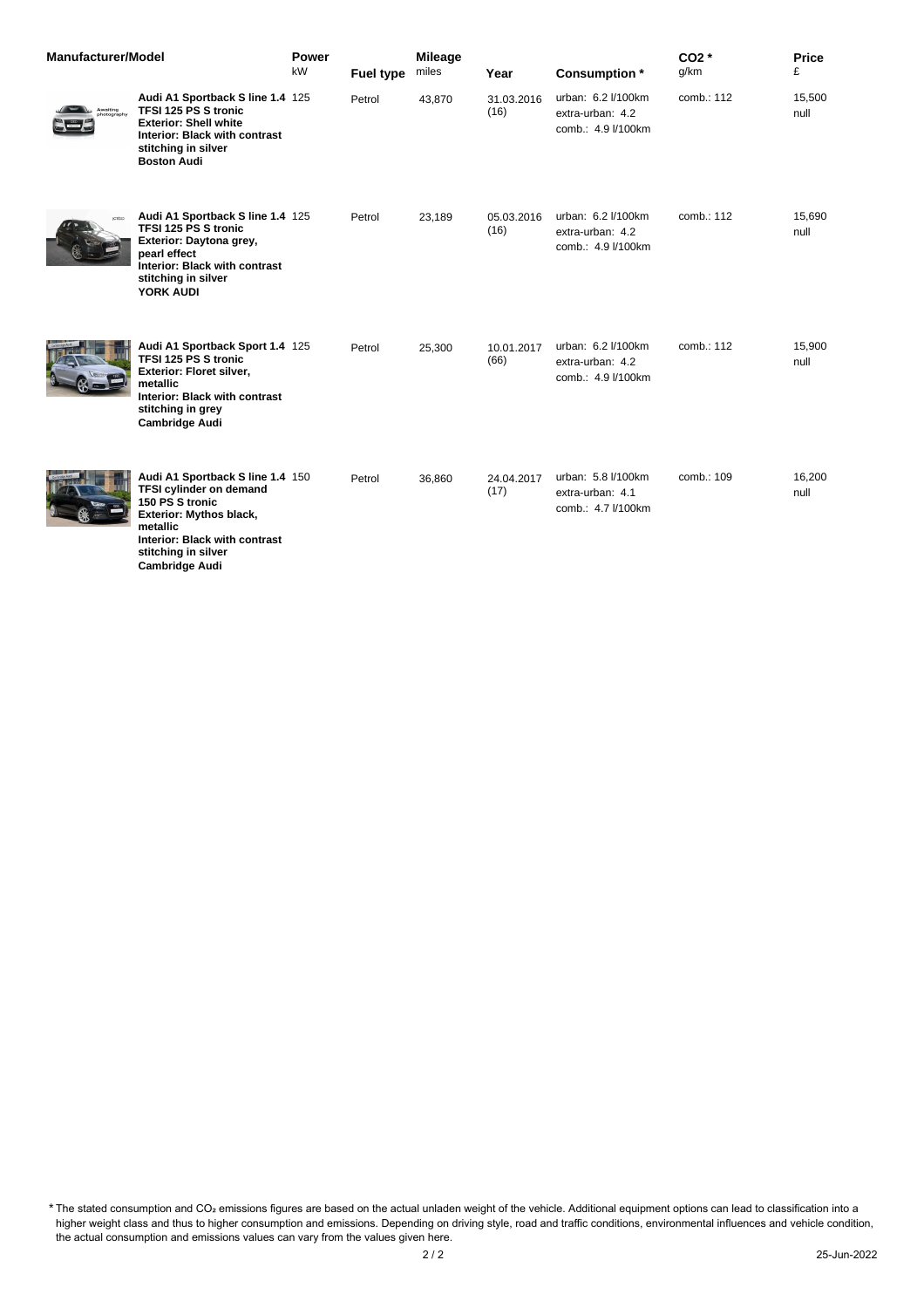| Manufacturer/Model | | Power kW | Fuel type | Mileage miles | Year | Consumption * | $CO_2$ * g/km | Price £ |
|---|---|---|---|---|---|---|---|---|
| | **Audi A1 Sportback S line 1.4 TFSI 125 PS S tronic** **Exterior: Shell white** **Interior: Black with contrast stitching in silver** **Boston Audi** | 125 | Petrol | 43,870 | 31.03.2016 (16) | urban: 6.2 l/100km extra-urban: 4.2 comb.: 4.9 l/100km | comb.: 112 | 15,500 null |
| | **Audi A1 Sportback S line 1.4 TFSI 125 PS S tronic** **Exterior: Daytona grey, pearl effect** **Interior: Black with contrast stitching in silver** **YORK AUDI** | 125 | Petrol | 23,189 | 05.03.2016 (16) | urban: 6.2 l/100km extra-urban: 4.2 comb.: 4.9 l/100km | comb.: 112 | 15,690 null |
| | **Audi A1 Sportback Sport 1.4 TFSI 125 PS S tronic** **Exterior: Floret silver, metallic** **Interior: Black with contrast stitching in grey** **Cambridge Audi** | 125 | Petrol | 25,300 | 10.01.2017 (66) | urban: 6.2 l/100km extra-urban: 4.2 comb.: 4.9 l/100km | comb.: 112 | 15,900 null |
| | **Audi A1 Sportback S line 1.4 TFSI cylinder on demand 150 PS S tronic** **Exterior: Mythos black, metallic** **Interior: Black with contrast stitching in silver** **Cambridge Audi** | 150 | Petrol | 36,860 | 24.04.2017 (17) | urban: 5.8 l/100km extra-urban: 4.1 comb.: 4.7 l/100km | comb.: 109 | 16,200 null |

* The stated consumption and $CO_2$ emissions figures are based on the actual unladen weight of the vehicle. Additional equipment options can lead to classification into a higher weight class and thus to higher consumption and emissions. Depending on driving style, road and traffic conditions, environmental influences and vehicle condition, the actual consumption and emissions values can vary from the values given here.

25-Jun-2022